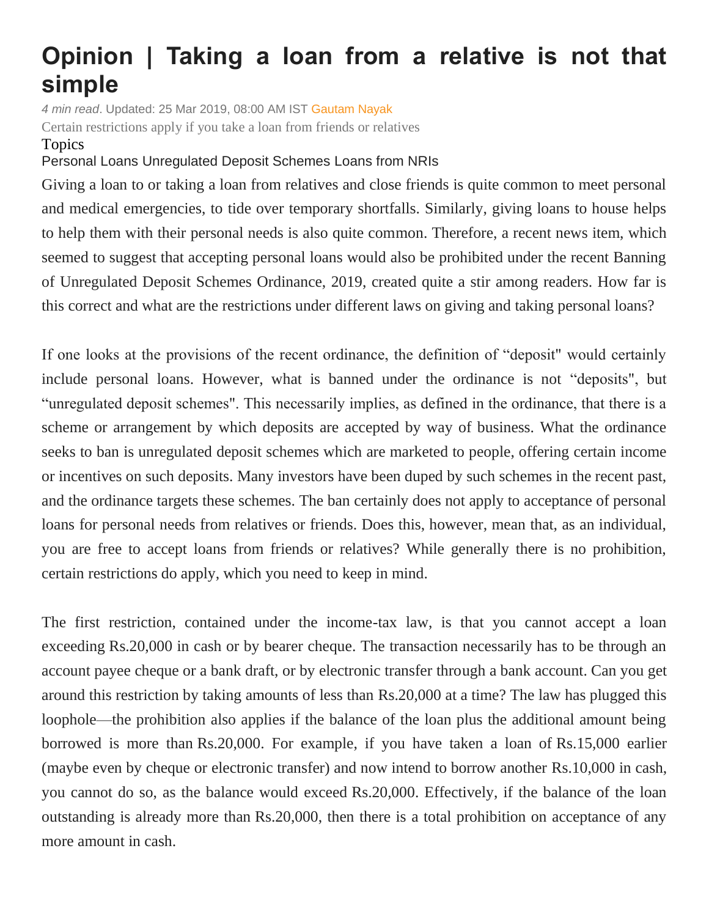# Opinion | Taking a loan from a relative is not that simple

*4 min read*. Updated: 25 Mar 2019, 08:00 AM IST Gautam Nayak

Certain restrictions apply if you take a loan from friends or relatives

Topics

Personal Loans Unregulated Deposit Schemes Loans from NRIs

Giving a loan to or taking a loan from relatives and close friends is quite common to meet personal and medical emergencies, to tide over temporary shortfalls. Similarly, giving loans to house helps to help them with their personal needs is also quite common. Therefore, a recent news item, which seemed to suggest that accepting personal loans would also be prohibited under the recent Banning of Unregulated Deposit Schemes Ordinance, 2019, created quite a stir among readers. How far is this correct and what are the restrictions under different laws on giving and taking personal loans?

If one looks at the provisions of the recent ordinance, the definition of “deposit" would certainly include personal loans. However, what is banned under the ordinance is not “deposits", but “unregulated deposit schemes". This necessarily implies, as defined in the ordinance, that there is a scheme or arrangement by which deposits are accepted by way of business. What the ordinance seeks to ban is unregulated deposit schemes which are marketed to people, offering certain income or incentives on such deposits. Many investors have been duped by such schemes in the recent past, and the ordinance targets these schemes. The ban certainly does not apply to acceptance of personal loans for personal needs from relatives or friends. Does this, however, mean that, as an individual, you are free to accept loans from friends or relatives? While generally there is no prohibition, certain restrictions do apply, which you need to keep in mind.

The first restriction, contained under the income-tax law, is that you cannot accept a loan exceeding Rs.20,000 in cash or by bearer cheque. The transaction necessarily has to be through an account payee cheque or a bank draft, or by electronic transfer through a bank account. Can you get around this restriction by taking amounts of less than Rs.20,000 at a time? The law has plugged this loophole—the prohibition also applies if the balance of the loan plus the additional amount being borrowed is more than Rs.20,000. For example, if you have taken a loan of Rs.15,000 earlier (maybe even by cheque or electronic transfer) and now intend to borrow another Rs.10,000 in cash, you cannot do so, as the balance would exceed Rs.20,000. Effectively, if the balance of the loan outstanding is already more than Rs.20,000, then there is a total prohibition on acceptance of any more amount in cash.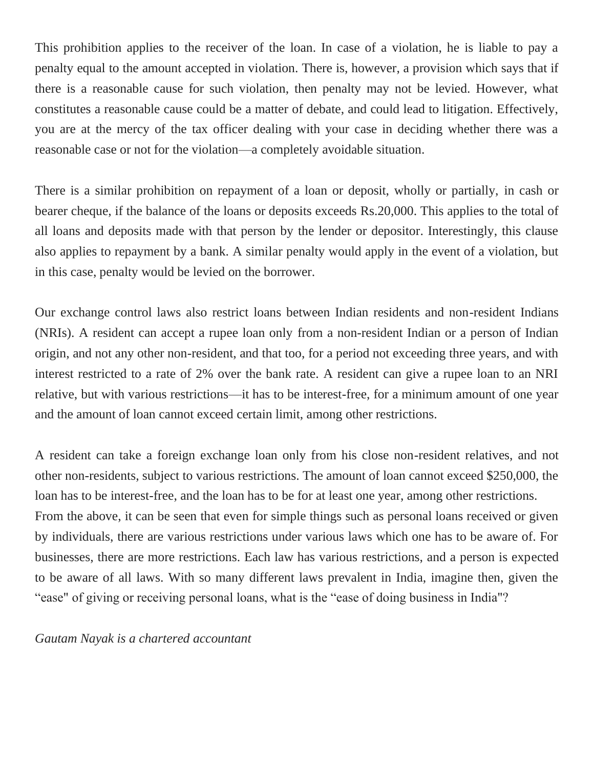This prohibition applies to the receiver of the loan. In case of a violation, he is liable to pay a penalty equal to the amount accepted in violation. There is, however, a provision which says that if there is a reasonable cause for such violation, then penalty may not be levied. However, what constitutes a reasonable cause could be a matter of debate, and could lead to litigation. Effectively, you are at the mercy of the tax officer dealing with your case in deciding whether there was a reasonable case or not for the violation—a completely avoidable situation.

There is a similar prohibition on repayment of a loan or deposit, wholly or partially, in cash or bearer cheque, if the balance of the loans or deposits exceeds Rs.20,000. This applies to the total of all loans and deposits made with that person by the lender or depositor. Interestingly, this clause also applies to repayment by a bank. A similar penalty would apply in the event of a violation, but in this case, penalty would be levied on the borrower.

Our exchange control laws also restrict loans between Indian residents and non-resident Indians (NRIs). A resident can accept a rupee loan only from a non-resident Indian or a person of Indian origin, and not any other non-resident, and that too, for a period not exceeding three years, and with interest restricted to a rate of 2% over the bank rate. A resident can give a rupee loan to an NRI relative, but with various restrictions—it has to be interest-free, for a minimum amount of one year and the amount of loan cannot exceed certain limit, among other restrictions.

A resident can take a foreign exchange loan only from his close non-resident relatives, and not other non-residents, subject to various restrictions. The amount of loan cannot exceed $250,000, the loan has to be interest-free, and the loan has to be for at least one year, among other restrictions.
From the above, it can be seen that even for simple things such as personal loans received or given by individuals, there are various restrictions under various laws which one has to be aware of. For businesses, there are more restrictions. Each law has various restrictions, and a person is expected to be aware of all laws. With so many different laws prevalent in India, imagine then, given the “ease" of giving or receiving personal loans, what is the “ease of doing business in India"?

*Gautam Nayak is a chartered accountant*